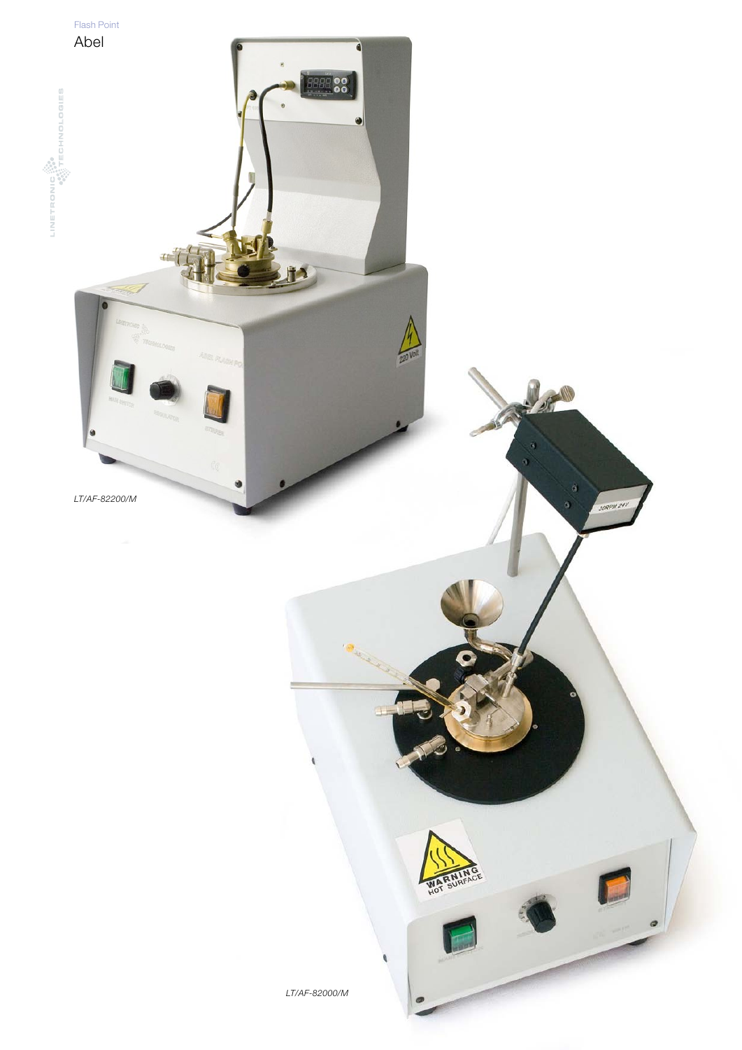Flash Point

# Abel

LT/AF-82200/M

LT/AF-82000/M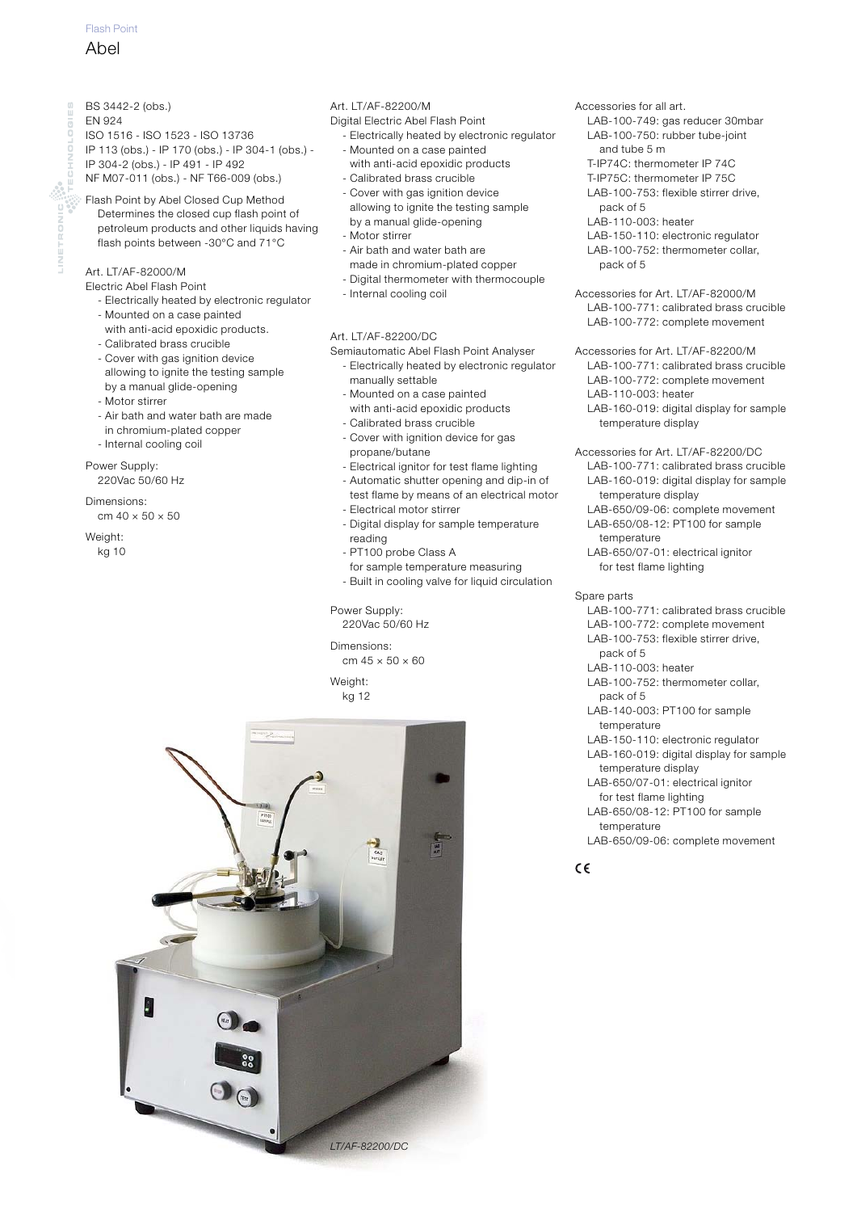# Abel

BS 3442-2 (obs.)
EN 924
ISO 1516 - ISO 1523 - ISO 13736
IP 113 (obs.) - IP 170 (obs.) - IP 304-1 (obs.) - IP 304-2 (obs.) - IP 491 - IP 492
NF M07-011 (obs.) - NF T66-009 (obs.)

Flash Point by Abel Closed Cup Method
Determines the closed cup flash point of petroleum products and other liquids having flash points between -30°C and 71°C

Art. LT/AF-82000/M
Electric Abel Flash Point

- Electrically heated by electronic regulator
- Mounted on a case painted with anti-acid epoxidic products.
- Calibrated brass crucible
- Cover with gas ignition device allowing to ignite the testing sample by a manual glide-opening
- Motor stirrer
- Air bath and water bath are made in chromium-plated copper
- Internal cooling coil

Power Supply:
220Vac 50/60 Hz

Dimensions:
cm 40 × 50 × 50

Weight:
kg 10

Art. LT/AF-82200/M
Digital Electric Abel Flash Point

- Electrically heated by electronic regulator
- Mounted on a case painted with anti-acid epoxidic products
- Calibrated brass crucible
- Cover with gas ignition device allowing to ignite the testing sample by a manual glide-opening
- Motor stirrer
- Air bath and water bath are made in chromium-plated copper
- Digital thermometer with thermocouple
- Internal cooling coil

Art. LT/AF-82200/DC
Semiautomatic Abel Flash Point Analyser

- Electrically heated by electronic regulator manually settable
- Mounted on a case painted with anti-acid epoxidic products
- Calibrated brass crucible
- Cover with ignition device for gas propane/butane
- Electrical ignitor for test flame lighting
- Automatic shutter opening and dip-in of test flame by means of an electrical motor
- Electrical motor stirrer
- Digital display for sample temperature reading
- PT100 probe Class A for sample temperature measuring
- Built in cooling valve for liquid circulation

Power Supply:
220Vac 50/60 Hz

Dimensions:
cm 45 × 50 × 60

Weight:
kg 12

*LT/AF-82200/DC*

Accessories for all art.

- LAB-100-749: gas reducer 30mbar
- LAB-100-750: rubber tube-joint and tube 5 m
- T-IP74C: thermometer IP 74C
- T-IP75C: thermometer IP 75C
- LAB-100-753: flexible stirrer drive, pack of 5
- LAB-110-003: heater
- LAB-150-110: electronic regulator
- LAB-100-752: thermometer collar, pack of 5

Accessories for Art. LT/AF-82000/M

- LAB-100-771: calibrated brass crucible
- LAB-100-772: complete movement

Accessories for Art. LT/AF-82200/M

- LAB-100-771: calibrated brass crucible
- LAB-100-772: complete movement
- LAB-110-003: heater
- LAB-160-019: digital display for sample temperature display

Accessories for Art. LT/AF-82200/DC

- LAB-100-771: calibrated brass crucible
- LAB-160-019: digital display for sample temperature display
- LAB-650/09-06: complete movement
- LAB-650/08-12: PT100 for sample temperature
- LAB-650/07-01: electrical ignitor for test flame lighting

Spare parts

- LAB-100-771: calibrated brass crucible
- LAB-100-772: complete movement
- LAB-100-753: flexible stirrer drive, pack of 5
- LAB-110-003: heater
- LAB-100-752: thermometer collar, pack of 5
- LAB-140-003: PT100 for sample temperature
- LAB-150-110: electronic regulator
- LAB-160-019: digital display for sample temperature display
- LAB-650/07-01: electrical ignitor for test flame lighting
- LAB-650/08-12: PT100 for sample temperature
- LAB-650/09-06: complete movement

CE